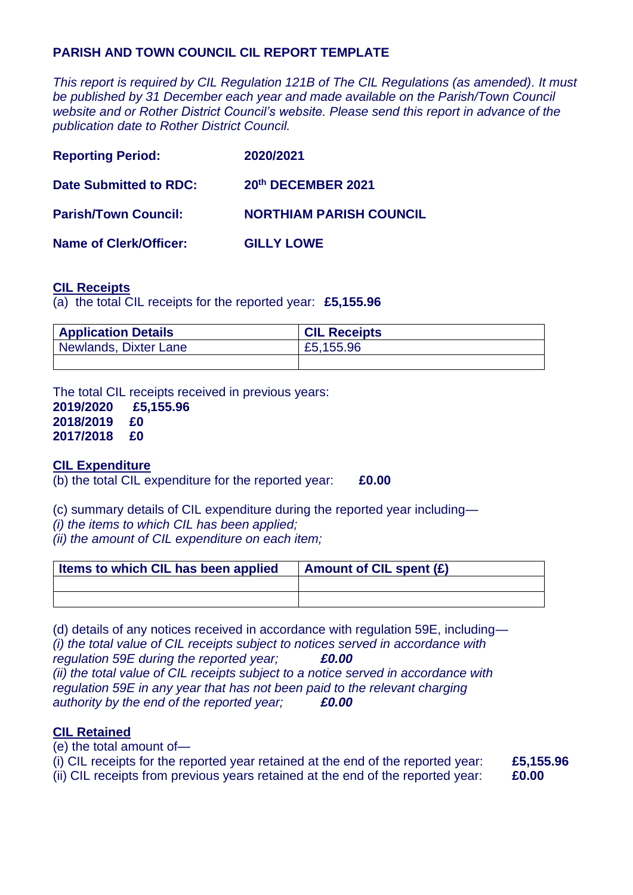# PARISH AND TOWN COUNCIL CIL REPORT TEMPLATE

*This report is required by CIL Regulation 121B of The CIL Regulations (as amended). It must be published by 31 December each year and made available on the Parish/Town Council website and or Rother District Council's website. Please send this report in advance of the publication date to Rother District Council.*

**Reporting Period:** **2020/2021**

**Date Submitted to RDC:** **20th DECEMBER 2021**

**Parish/Town Council:** **NORTHIAM PARISH COUNCIL**

**Name of Clerk/Officer:** **GILLY LOWE**

## CIL Receipts

(a) the total CIL receipts for the reported year: **£5,155.96**

| Application Details | CIL Receipts |
|---|---|
| Newlands, Dixter Lane | £5,155.96 |
| | |

The total CIL receipts received in previous years:
**2019/2020 £5,155.96**
**2018/2019 £0**
**2017/2018 £0**

## CIL Expenditure

(b) the total CIL expenditure for the reported year: **£0.00**

(c) summary details of CIL expenditure during the reported year including—
*(i) the items to which CIL has been applied;*
*(ii) the amount of CIL expenditure on each item;*

| Items to which CIL has been applied | Amount of CIL spent (£) |
|---|---|
| | |
| | |

(d) details of any notices received in accordance with regulation 59E, including—
*(i) the total value of CIL receipts subject to notices served in accordance with regulation 59E during the reported year;* ***£0.00***
*(ii) the total value of CIL receipts subject to a notice served in accordance with regulation 59E in any year that has not been paid to the relevant charging authority by the end of the reported year;* ***£0.00***

## CIL Retained

(e) the total amount of—
(i) CIL receipts for the reported year retained at the end of the reported year: **£5,155.96**
(ii) CIL receipts from previous years retained at the end of the reported year: **£0.00**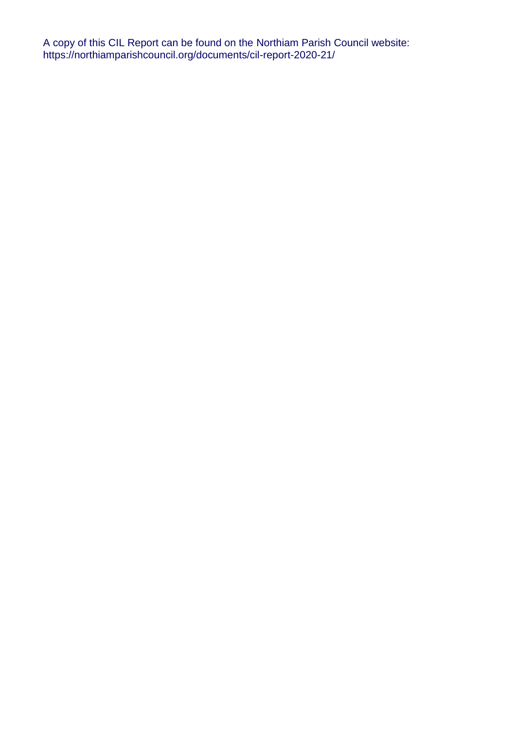A copy of this CIL Report can be found on the Northiam Parish Council website:
https://northiamparishcouncil.org/documents/cil-report-2020-21/